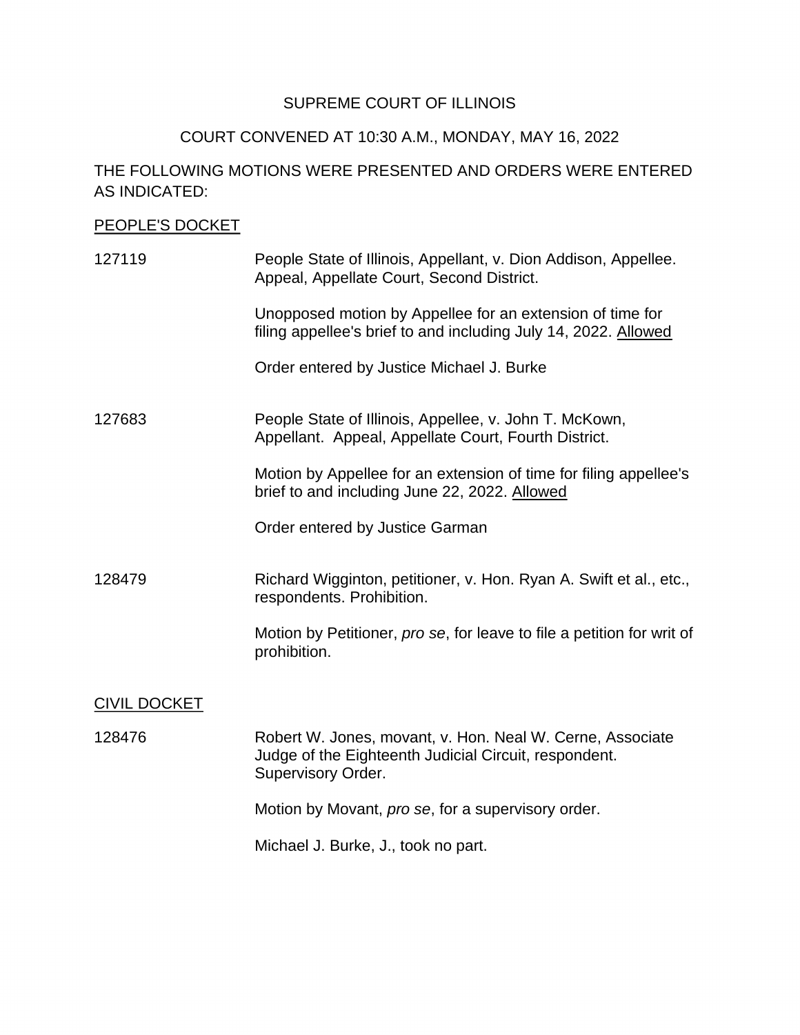SUPREME COURT OF ILLINOIS

COURT CONVENED AT 10:30 A.M., MONDAY, MAY 16, 2022

THE FOLLOWING MOTIONS WERE PRESENTED AND ORDERS WERE ENTERED AS INDICATED:

<u>PEOPLE'S DOCKET</u>

127119 People State of Illinois, Appellant, v. Dion Addison, Appellee. Appeal, Appellate Court, Second District.

Unopposed motion by Appellee for an extension of time for filing appellee's brief to and including July 14, 2022. <u>Allowed</u>

Order entered by Justice Michael J. Burke

127683 People State of Illinois, Appellee, v. John T. McKown, Appellant. Appeal, Appellate Court, Fourth District.

Motion by Appellee for an extension of time for filing appellee's brief to and including June 22, 2022. <u>Allowed</u>

Order entered by Justice Garman

128479 Richard Wigginton, petitioner, v. Hon. Ryan A. Swift et al., etc., respondents. Prohibition.

Motion by Petitioner, *pro se*, for leave to file a petition for writ of prohibition.

<u>CIVIL DOCKET</u>

128476 Robert W. Jones, movant, v. Hon. Neal W. Cerne, Associate Judge of the Eighteenth Judicial Circuit, respondent. Supervisory Order.

Motion by Movant, *pro se*, for a supervisory order.

Michael J. Burke, J., took no part.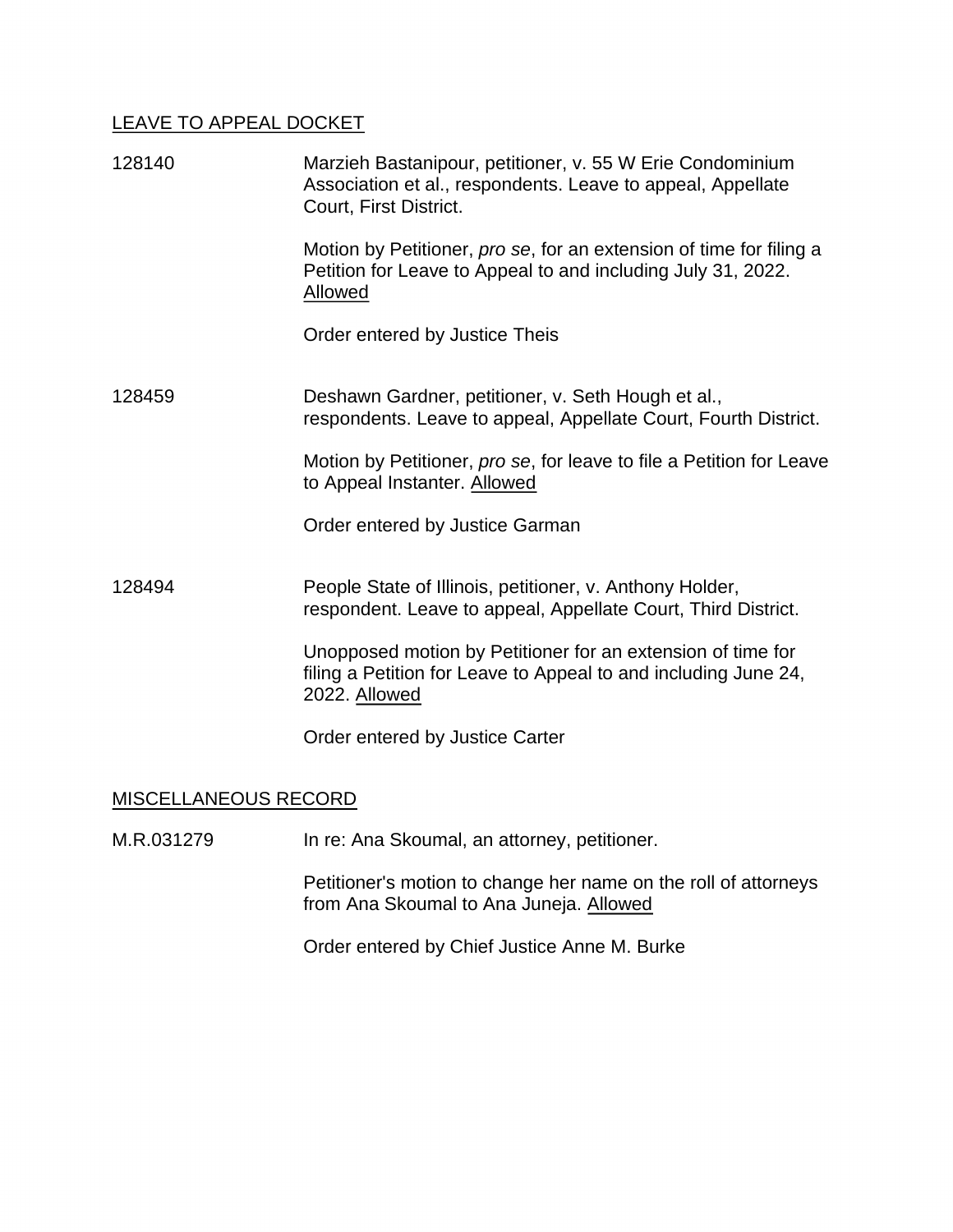LEAVE TO APPEAL DOCKET

128140 Marzieh Bastanipour, petitioner, v. 55 W Erie Condominium Association et al., respondents. Leave to appeal, Appellate Court, First District.

Motion by Petitioner, *pro se*, for an extension of time for filing a Petition for Leave to Appeal to and including July 31, 2022. Allowed

Order entered by Justice Theis

128459 Deshawn Gardner, petitioner, v. Seth Hough et al., respondents. Leave to appeal, Appellate Court, Fourth District.

Motion by Petitioner, *pro se*, for leave to file a Petition for Leave to Appeal Instanter. Allowed

Order entered by Justice Garman

128494 People State of Illinois, petitioner, v. Anthony Holder, respondent. Leave to appeal, Appellate Court, Third District.

Unopposed motion by Petitioner for an extension of time for filing a Petition for Leave to Appeal to and including June 24, 2022. Allowed

Order entered by Justice Carter

MISCELLANEOUS RECORD

M.R.031279 In re: Ana Skoumal, an attorney, petitioner.

Petitioner's motion to change her name on the roll of attorneys from Ana Skoumal to Ana Juneja. Allowed

Order entered by Chief Justice Anne M. Burke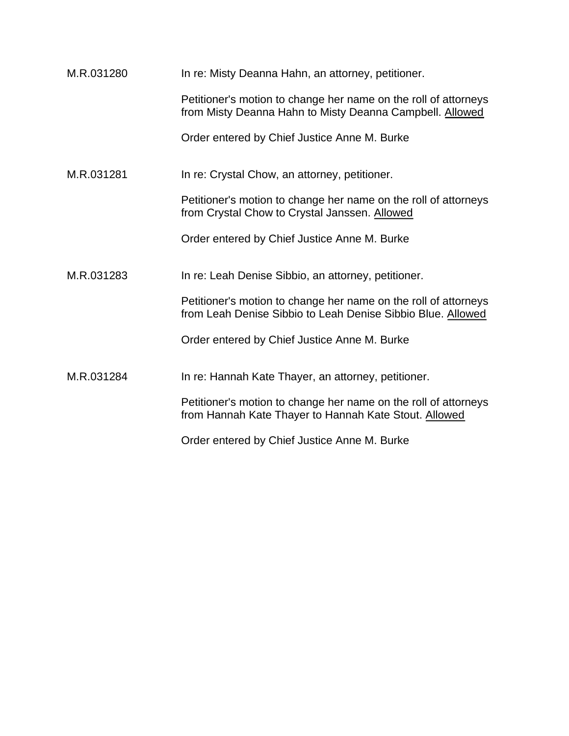M.R.031280 In re: Misty Deanna Hahn, an attorney, petitioner.

Petitioner's motion to change her name on the roll of attorneys from Misty Deanna Hahn to Misty Deanna Campbell. Allowed

Order entered by Chief Justice Anne M. Burke

M.R.031281 In re: Crystal Chow, an attorney, petitioner.

Petitioner's motion to change her name on the roll of attorneys from Crystal Chow to Crystal Janssen. Allowed

Order entered by Chief Justice Anne M. Burke

M.R.031283 In re: Leah Denise Sibbio, an attorney, petitioner.

Petitioner's motion to change her name on the roll of attorneys from Leah Denise Sibbio to Leah Denise Sibbio Blue. Allowed

Order entered by Chief Justice Anne M. Burke

M.R.031284 In re: Hannah Kate Thayer, an attorney, petitioner.

Petitioner's motion to change her name on the roll of attorneys from Hannah Kate Thayer to Hannah Kate Stout. Allowed

Order entered by Chief Justice Anne M. Burke